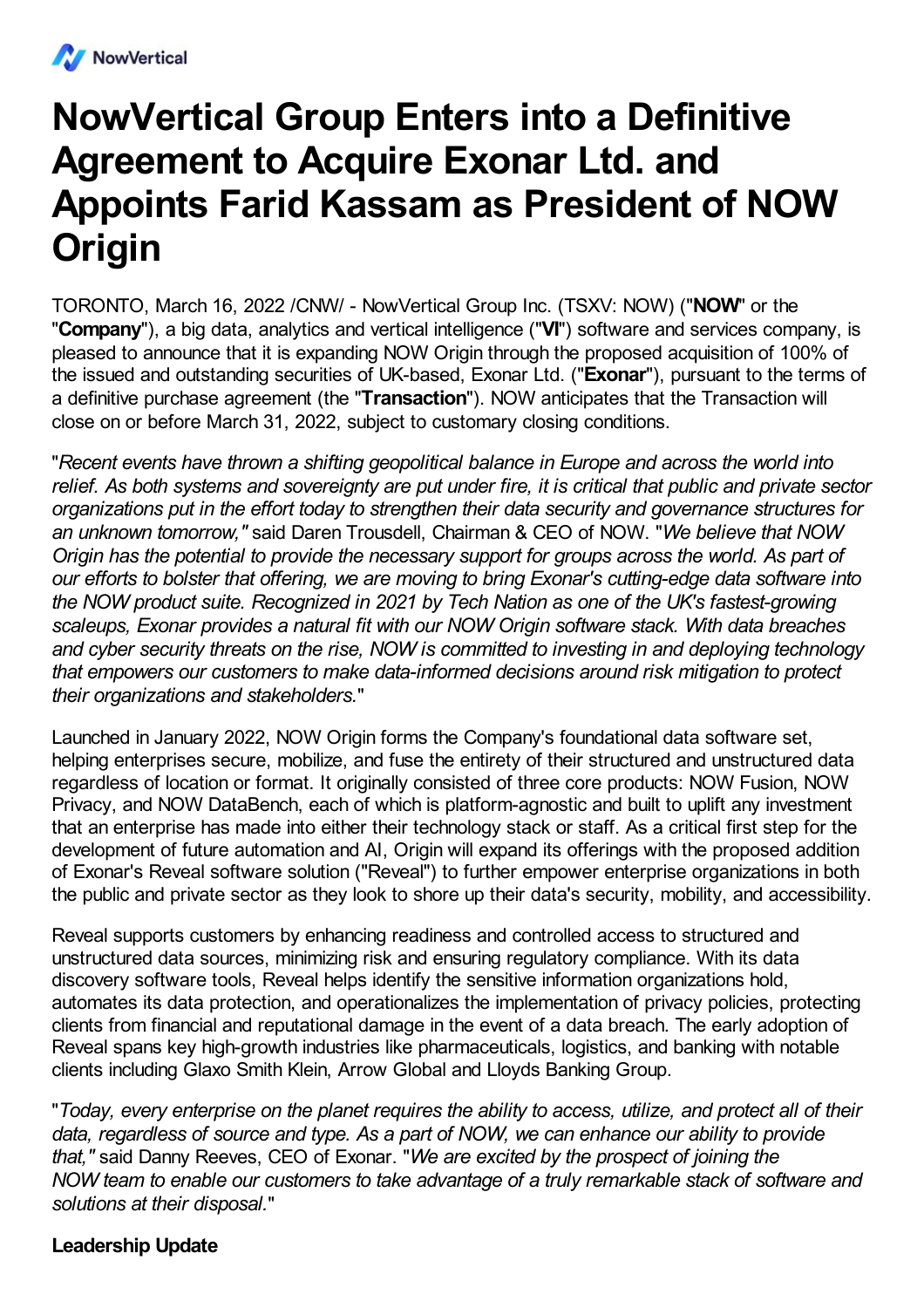# NowVertical Group Enters into a Definitive Agreement to Acquire Exonar Ltd. and Appoints Farid Kassam as President of NOW Origin

TORONTO, March 16, 2022 /CNW/ - NowVertical Group Inc. (TSXV: NOW) ("**NOW**" or the "**Company**"), a big data, analytics and vertical intelligence ("**VI**") software and services company, is pleased to announce that it is expanding NOW Origin through the proposed acquisition of 100% of the issued and outstanding securities of UK-based, Exonar Ltd. ("**Exonar**"), pursuant to the terms of a definitive purchase agreement (the "**Transaction**"). NOW anticipates that the Transaction will close on or before March 31, 2022, subject to customary closing conditions.

"*Recent events have thrown a shifting geopolitical balance in Europe and across the world into relief. As both systems and sovereignty are put under fire, it is critical that public and private sector organizations put in the effort today to strengthen their data security and governance structures for an unknown tomorrow,"* said Daren Trousdell, Chairman & CEO of NOW. "*We believe that NOW Origin has the potential to provide the necessary support for groups across the world. As part of our efforts to bolster that offering, we are moving to bring Exonar's cutting-edge data software into the NOW product suite. Recognized in 2021 by Tech Nation as one of the UK's fastest-growing scaleups, Exonar provides a natural fit with our NOW Origin software stack. With data breaches and cyber security threats on the rise, NOW is committed to investing in and deploying technology that empowers our customers to make data-informed decisions around risk mitigation to protect their organizations and stakeholders.*"

Launched in January 2022, NOW Origin forms the Company's foundational data software set, helping enterprises secure, mobilize, and fuse the entirety of their structured and unstructured data regardless of location or format. It originally consisted of three core products: NOW Fusion, NOW Privacy, and NOW DataBench, each of which is platform-agnostic and built to uplift any investment that an enterprise has made into either their technology stack or staff. As a critical first step for the development of future automation and AI, Origin will expand its offerings with the proposed addition of Exonar's Reveal software solution ("Reveal") to further empower enterprise organizations in both the public and private sector as they look to shore up their data's security, mobility, and accessibility.

Reveal supports customers by enhancing readiness and controlled access to structured and unstructured data sources, minimizing risk and ensuring regulatory compliance. With its data discovery software tools, Reveal helps identify the sensitive information organizations hold, automates its data protection, and operationalizes the implementation of privacy policies, protecting clients from financial and reputational damage in the event of a data breach. The early adoption of Reveal spans key high-growth industries like pharmaceuticals, logistics, and banking with notable clients including Glaxo Smith Klein, Arrow Global and Lloyds Banking Group.

"*Today, every enterprise on the planet requires the ability to access, utilize, and protect all of their data, regardless of source and type. As a part of NOW, we can enhance our ability to provide that,"* said Danny Reeves, CEO of Exonar. "*We are excited by the prospect of joining the NOW team to enable our customers to take advantage of a truly remarkable stack of software and solutions at their disposal.*"

## Leadership Update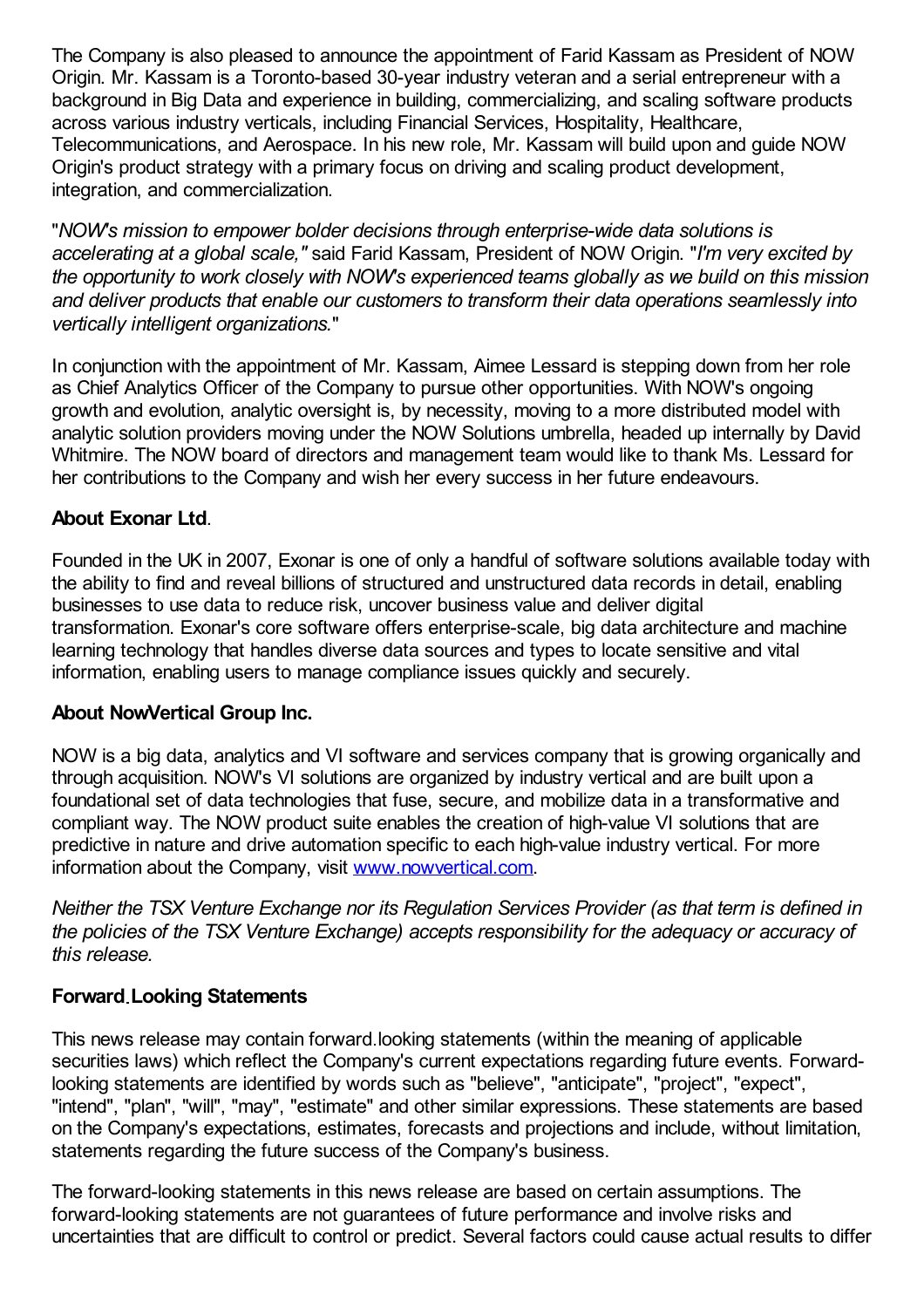The Company is also pleased to announce the appointment of Farid Kassam as President of NOW Origin. Mr. Kassam is a Toronto-based 30-year industry veteran and a serial entrepreneur with a background in Big Data and experience in building, commercializing, and scaling software products across various industry verticals, including Financial Services, Hospitality, Healthcare, Telecommunications, and Aerospace. In his new role, Mr. Kassam will build upon and guide NOW Origin's product strategy with a primary focus on driving and scaling product development, integration, and commercialization.

"*NOW's mission to empower bolder decisions through enterprise-wide data solutions is accelerating at a global scale,"* said Farid Kassam, President of NOW Origin. "*I'm very excited by the opportunity to work closely with NOW's experienced teams globally as we build on this mission and deliver products that enable our customers to transform their data operations seamlessly into vertically intelligent organizations.*"

In conjunction with the appointment of Mr. Kassam, Aimee Lessard is stepping down from her role as Chief Analytics Officer of the Company to pursue other opportunities. With NOW's ongoing growth and evolution, analytic oversight is, by necessity, moving to a more distributed model with analytic solution providers moving under the NOW Solutions umbrella, headed up internally by David Whitmire. The NOW board of directors and management team would like to thank Ms. Lessard for her contributions to the Company and wish her every success in her future endeavours.

**About Exonar Ltd**.

Founded in the UK in 2007, Exonar is one of only a handful of software solutions available today with the ability to find and reveal billions of structured and unstructured data records in detail, enabling businesses to use data to reduce risk, uncover business value and deliver digital transformation. Exonar's core software offers enterprise-scale, big data architecture and machine learning technology that handles diverse data sources and types to locate sensitive and vital information, enabling users to manage compliance issues quickly and securely.

**About NowVertical Group Inc.**

NOW is a big data, analytics and VI software and services company that is growing organically and through acquisition. NOW's VI solutions are organized by industry vertical and are built upon a foundational set of data technologies that fuse, secure, and mobilize data in a transformative and compliant way. The NOW product suite enables the creation of high-value VI solutions that are predictive in nature and drive automation specific to each high-value industry vertical. For more information about the Company, visit www.nowvertical.com.

*Neither the TSX Venture Exchange nor its Regulation Services Provider (as that term is defined in the policies of the TSX Venture Exchange) accepts responsibility for the adequacy or accuracy of this release.*

**Forward-Looking Statements**

This news release may contain forward-looking statements (within the meaning of applicable securities laws) which reflect the Company's current expectations regarding future events. Forward-looking statements are identified by words such as "believe", "anticipate", "project", "expect", "intend", "plan", "will", "may", "estimate" and other similar expressions. These statements are based on the Company's expectations, estimates, forecasts and projections and include, without limitation, statements regarding the future success of the Company's business.

The forward-looking statements in this news release are based on certain assumptions. The forward-looking statements are not guarantees of future performance and involve risks and uncertainties that are difficult to control or predict. Several factors could cause actual results to differ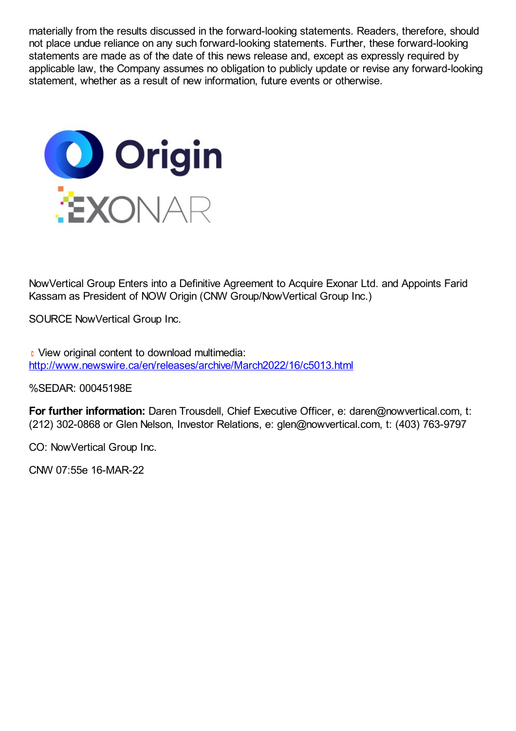materially from the results discussed in the forward-looking statements. Readers, therefore, should not place undue reliance on any such forward-looking statements. Further, these forward-looking statements are made as of the date of this news release and, except as expressly required by applicable law, the Company assumes no obligation to publicly update or revise any forward-looking statement, whether as a result of new information, future events or otherwise.

NowVertical Group Enters into a Definitive Agreement to Acquire Exonar Ltd. and Appoints Farid Kassam as President of NOW Origin (CNW Group/NowVertical Group Inc.)

SOURCE NowVertical Group Inc.

View original content to download multimedia: http://www.newswire.ca/en/releases/archive/March2022/16/c5013.html

%SEDAR: 00045198E

**For further information:** Daren Trousdell, Chief Executive Officer, e: daren@nowvertical.com, t: (212) 302-0868 or Glen Nelson, Investor Relations, e: glen@nowvertical.com, t: (403) 763-9797

CO: NowVertical Group Inc.

CNW 07:55e 16-MAR-22